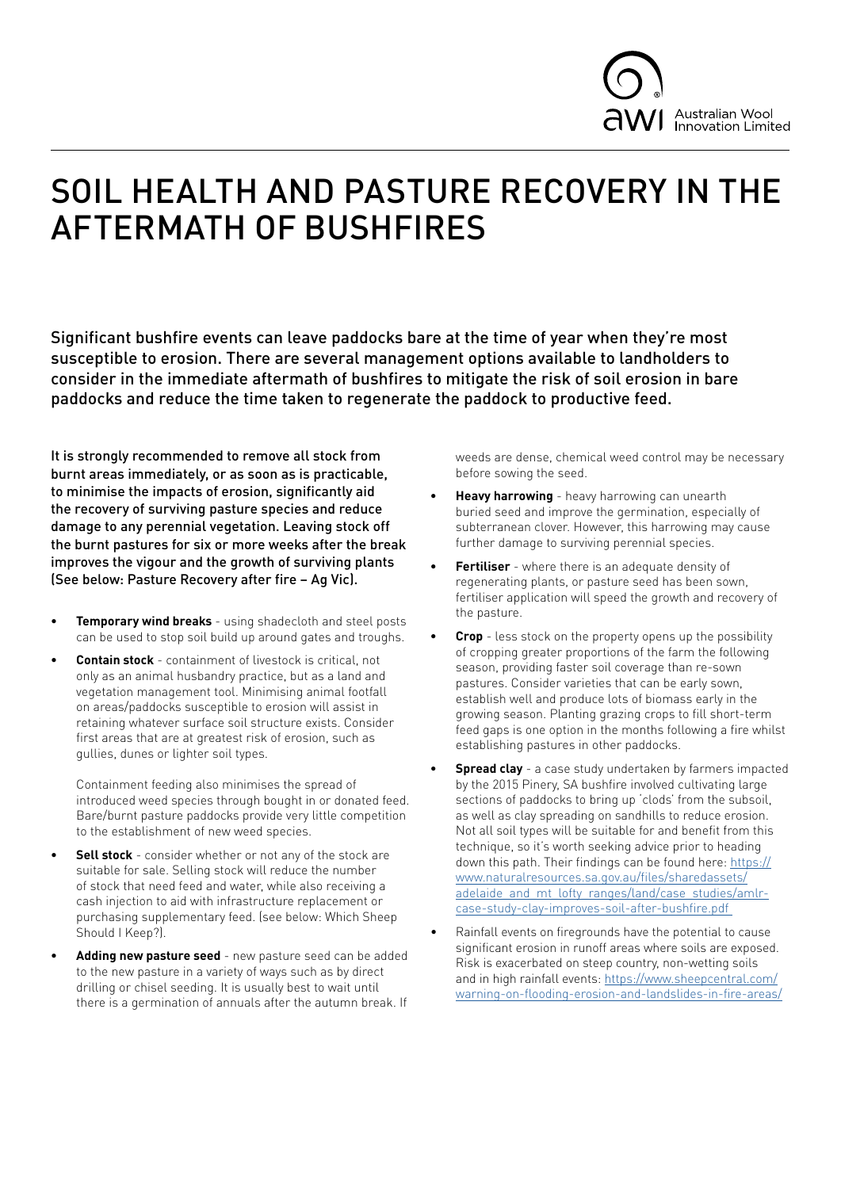# SOIL HEALTH AND PASTURE RECOVERY IN THE AFTERMATH OF BUSHFIRES

Significant bushfire events can leave paddocks bare at the time of year when they're most susceptible to erosion. There are several management options available to landholders to consider in the immediate aftermath of bushfires to mitigate the risk of soil erosion in bare paddocks and reduce the time taken to regenerate the paddock to productive feed.

It is strongly recommended to remove all stock from burnt areas immediately, or as soon as is practicable, to minimise the impacts of erosion, significantly aid the recovery of surviving pasture species and reduce damage to any perennial vegetation. Leaving stock off the burnt pastures for six or more weeks after the break improves the vigour and the growth of surviving plants (See below: Pasture Recovery after fire – Ag Vic).

- **Temporary wind breaks** - using shadecloth and steel posts can be used to stop soil build up around gates and troughs.
- **Contain stock** - containment of livestock is critical, not only as an animal husbandry practice, but as a land and vegetation management tool. Minimising animal footfall on areas/paddocks susceptible to erosion will assist in retaining whatever surface soil structure exists. Consider first areas that are at greatest risk of erosion, such as gullies, dunes or lighter soil types.

  Containment feeding also minimises the spread of introduced weed species through bought in or donated feed. Bare/burnt pasture paddocks provide very little competition to the establishment of new weed species.
- **Sell stock** - consider whether or not any of the stock are suitable for sale. Selling stock will reduce the number of stock that need feed and water, while also receiving a cash injection to aid with infrastructure replacement or purchasing supplementary feed. (see below: Which Sheep Should I Keep?).
- **Adding new pasture seed** - new pasture seed can be added to the new pasture in a variety of ways such as by direct drilling or chisel seeding. It is usually best to wait until there is a germination of annuals after the autumn break. If weeds are dense, chemical weed control may be necessary before sowing the seed.
- **Heavy harrowing** - heavy harrowing can unearth buried seed and improve the germination, especially of subterranean clover. However, this harrowing may cause further damage to surviving perennial species.
- **Fertiliser** - where there is an adequate density of regenerating plants, or pasture seed has been sown, fertiliser application will speed the growth and recovery of the pasture.
- **Crop** - less stock on the property opens up the possibility of cropping greater proportions of the farm the following season, providing faster soil coverage than re-sown pastures. Consider varieties that can be early sown, establish well and produce lots of biomass early in the growing season. Planting grazing crops to fill short-term feed gaps is one option in the months following a fire whilst establishing pastures in other paddocks.
- **Spread clay** - a case study undertaken by farmers impacted by the 2015 Pinery, SA bushfire involved cultivating large sections of paddocks to bring up 'clods' from the subsoil, as well as clay spreading on sandhills to reduce erosion. Not all soil types will be suitable for and benefit from this technique, so it's worth seeking advice prior to heading down this path. Their findings can be found here: https://www.naturalresources.sa.gov.au/files/sharedassets/adelaide_and_mt_lofty_ranges/land/case_studies/amlr-case-study-clay-improves-soil-after-bushfire.pdf
- Rainfall events on firegrounds have the potential to cause significant erosion in runoff areas where soils are exposed. Risk is exacerbated on steep country, non-wetting soils and in high rainfall events: https://www.sheepcentral.com/warning-on-flooding-erosion-and-landslides-in-fire-areas/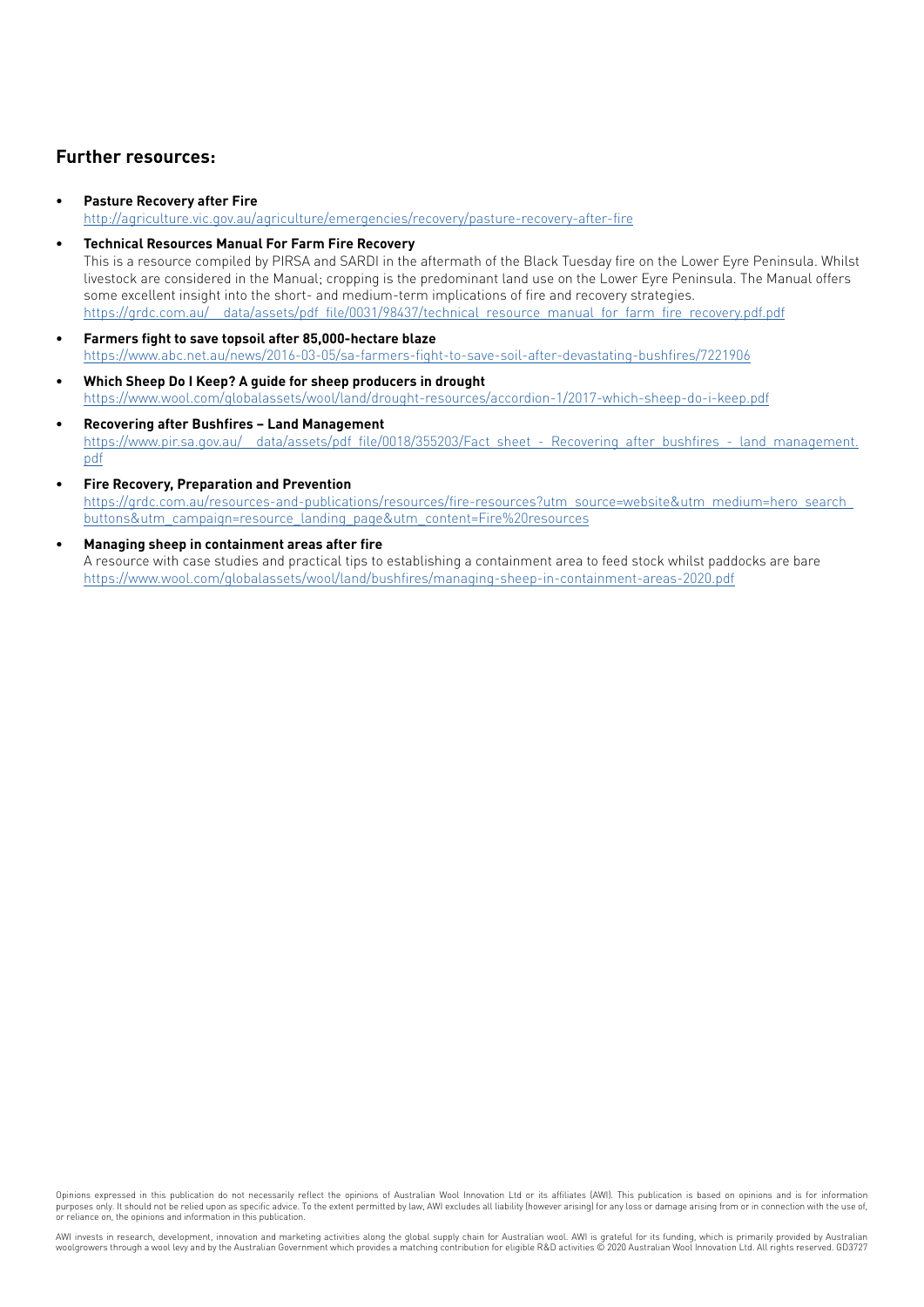## Further resources:

- **Pasture Recovery after Fire**
  http://agriculture.vic.gov.au/agriculture/emergencies/recovery/pasture-recovery-after-fire
- **Technical Resources Manual For Farm Fire Recovery**
  This is a resource compiled by PIRSA and SARDI in the aftermath of the Black Tuesday fire on the Lower Eyre Peninsula. Whilst livestock are considered in the Manual; cropping is the predominant land use on the Lower Eyre Peninsula. The Manual offers some excellent insight into the short- and medium-term implications of fire and recovery strategies.
  https://grdc.com.au/__data/assets/pdf_file/0031/98437/technical_resource_manual_for_farm_fire_recovery.pdf.pdf
- **Farmers fight to save topsoil after 85,000-hectare blaze**
  https://www.abc.net.au/news/2016-03-05/sa-farmers-fight-to-save-soil-after-devastating-bushfires/7221906
- **Which Sheep Do I Keep? A guide for sheep producers in drought**
  https://www.wool.com/globalassets/wool/land/drought-resources/accordion-1/2017-which-sheep-do-i-keep.pdf
- **Recovering after Bushfires – Land Management**
  https://www.pir.sa.gov.au/__data/assets/pdf_file/0018/355203/Fact_sheet_-_Recovering_after_bushfires_-_land_management.pdf
- **Fire Recovery, Preparation and Prevention**
  https://grdc.com.au/resources-and-publications/resources/fire-resources?utm_source=website&utm_medium=hero_search_buttons&utm_campaign=resource_landing_page&utm_content=Fire%20resources
- **Managing sheep in containment areas after fire**
  A resource with case studies and practical tips to establishing a containment area to feed stock whilst paddocks are bare
  https://www.wool.com/globalassets/wool/land/bushfires/managing-sheep-in-containment-areas-2020.pdf

Opinions expressed in this publication do not necessarily reflect the opinions of Australian Wool Innovation Ltd or its affiliates (AWI). This publication is based on opinions and is for information purposes only. It should not be relied upon as specific advice. To the extent permitted by law, AWI excludes all liability (however arising) for any loss or damage arising from or in connection with the use of, or reliance on, the opinions and information in this publication.

AWI invests in research, development, innovation and marketing activities along the global supply chain for Australian wool. AWI is grateful for its funding, which is primarily provided by Australian woolgrowers through a wool levy and by the Australian Government which provides a matching contribution for eligible R&D activities © 2020 Australian Wool Innovation Ltd. All rights reserved. GD3727